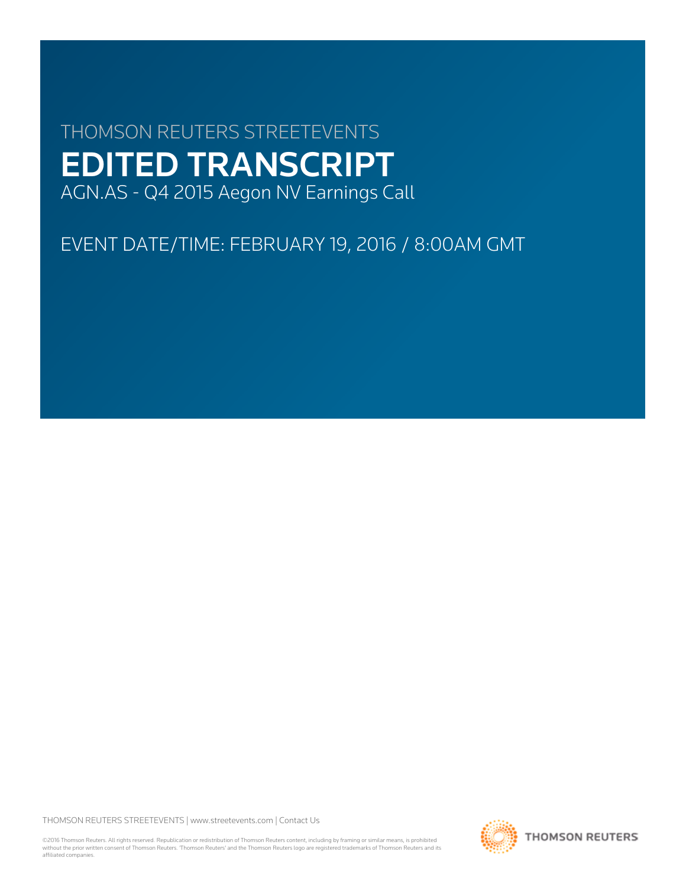THOMSON REUTERS STREETEVENTS

# EDITED TRANSCRIPT

AGN.AS - Q4 2015 Aegon NV Earnings Call

EVENT DATE/TIME: FEBRUARY 19, 2016 / 8:00AM GMT

THOMSON REUTERS STREETEVENTS | www.streetevents.com | Contact Us

©2016 Thomson Reuters. All rights reserved. Republication or redistribution of Thomson Reuters content, including by framing or similar means, is prohibited without the prior written consent of Thomson Reuters. 'Thomson Reuters' and the Thomson Reuters logo are registered trademarks of Thomson Reuters and its affiliated companies.

THOMSON REUTERS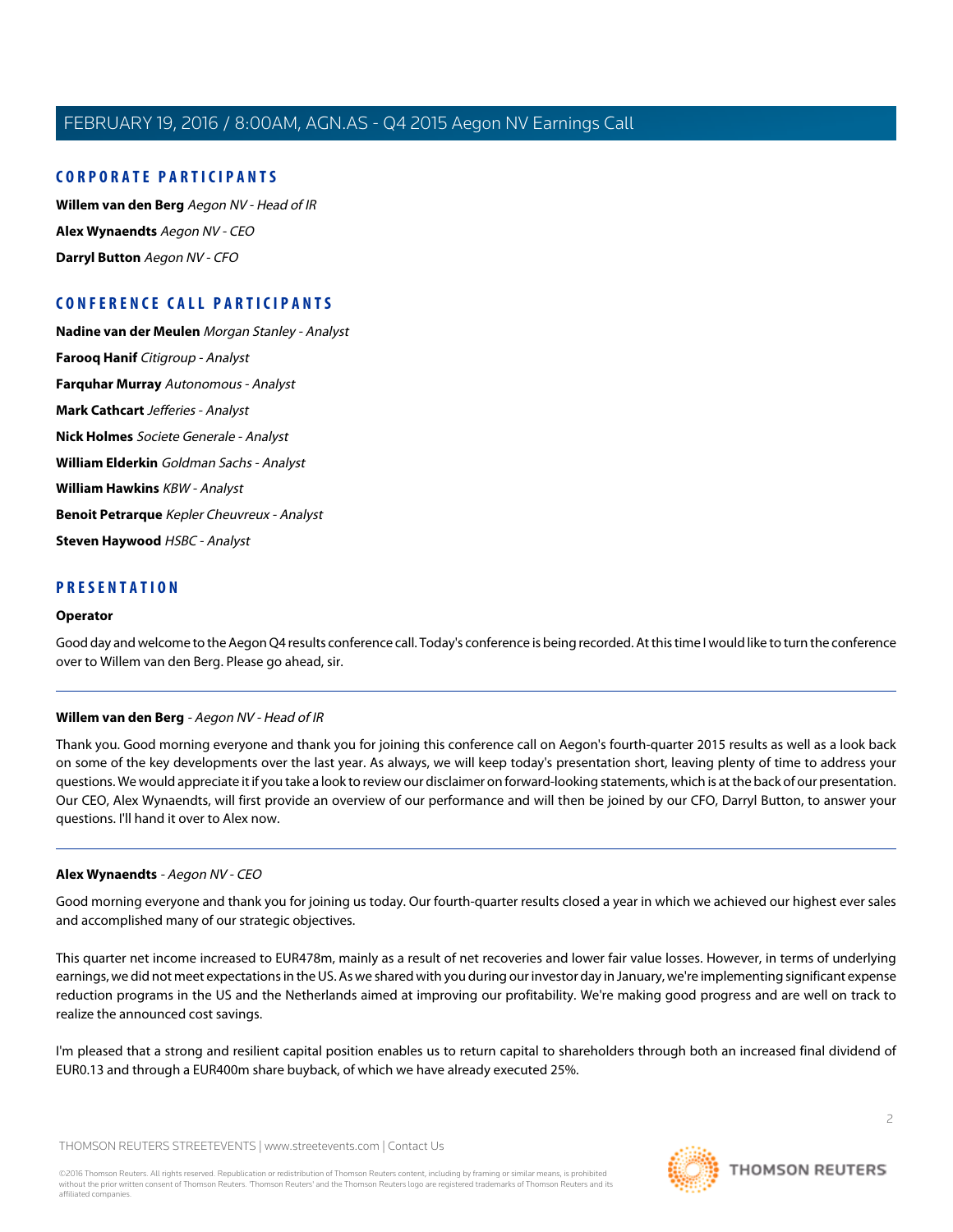## CORPORATE PARTICIPANTS

**Willem van den Berg** *Aegon NV - Head of IR*

**Alex Wynaendts** *Aegon NV - CEO*

**Darryl Button** *Aegon NV - CFO*

## CONFERENCE CALL PARTICIPANTS

**Nadine van der Meulen** *Morgan Stanley - Analyst*

**Farooq Hanif** *Citigroup - Analyst*

**Farquhar Murray** *Autonomous - Analyst*

**Mark Cathcart** *Jefferies - Analyst*

**Nick Holmes** *Societe Generale - Analyst*

**William Elderkin** *Goldman Sachs - Analyst*

**William Hawkins** *KBW - Analyst*

**Benoit Petrarque** *Kepler Cheuvreux - Analyst*

**Steven Haywood** *HSBC - Analyst*

## PRESENTATION

### Operator

Good day and welcome to the Aegon Q4 results conference call. Today's conference is being recorded. At this time I would like to turn the conference over to Willem van den Berg. Please go ahead, sir.

---

### Willem van den Berg - *Aegon NV - Head of IR*

Thank you. Good morning everyone and thank you for joining this conference call on Aegon's fourth-quarter 2015 results as well as a look back on some of the key developments over the last year. As always, we will keep today's presentation short, leaving plenty of time to address your questions. We would appreciate it if you take a look to review our disclaimer on forward-looking statements, which is at the back of our presentation. Our CEO, Alex Wynaendts, will first provide an overview of our performance and will then be joined by our CFO, Darryl Button, to answer your questions. I'll hand it over to Alex now.

---

### Alex Wynaendts - *Aegon NV - CEO*

Good morning everyone and thank you for joining us today. Our fourth-quarter results closed a year in which we achieved our highest ever sales and accomplished many of our strategic objectives.

This quarter net income increased to EUR478m, mainly as a result of net recoveries and lower fair value losses. However, in terms of underlying earnings, we did not meet expectations in the US. As we shared with you during our investor day in January, we're implementing significant expense reduction programs in the US and the Netherlands aimed at improving our profitability. We're making good progress and are well on track to realize the announced cost savings.

I'm pleased that a strong and resilient capital position enables us to return capital to shareholders through both an increased final dividend of EUR0.13 and through a EUR400m share buyback, of which we have already executed 25%.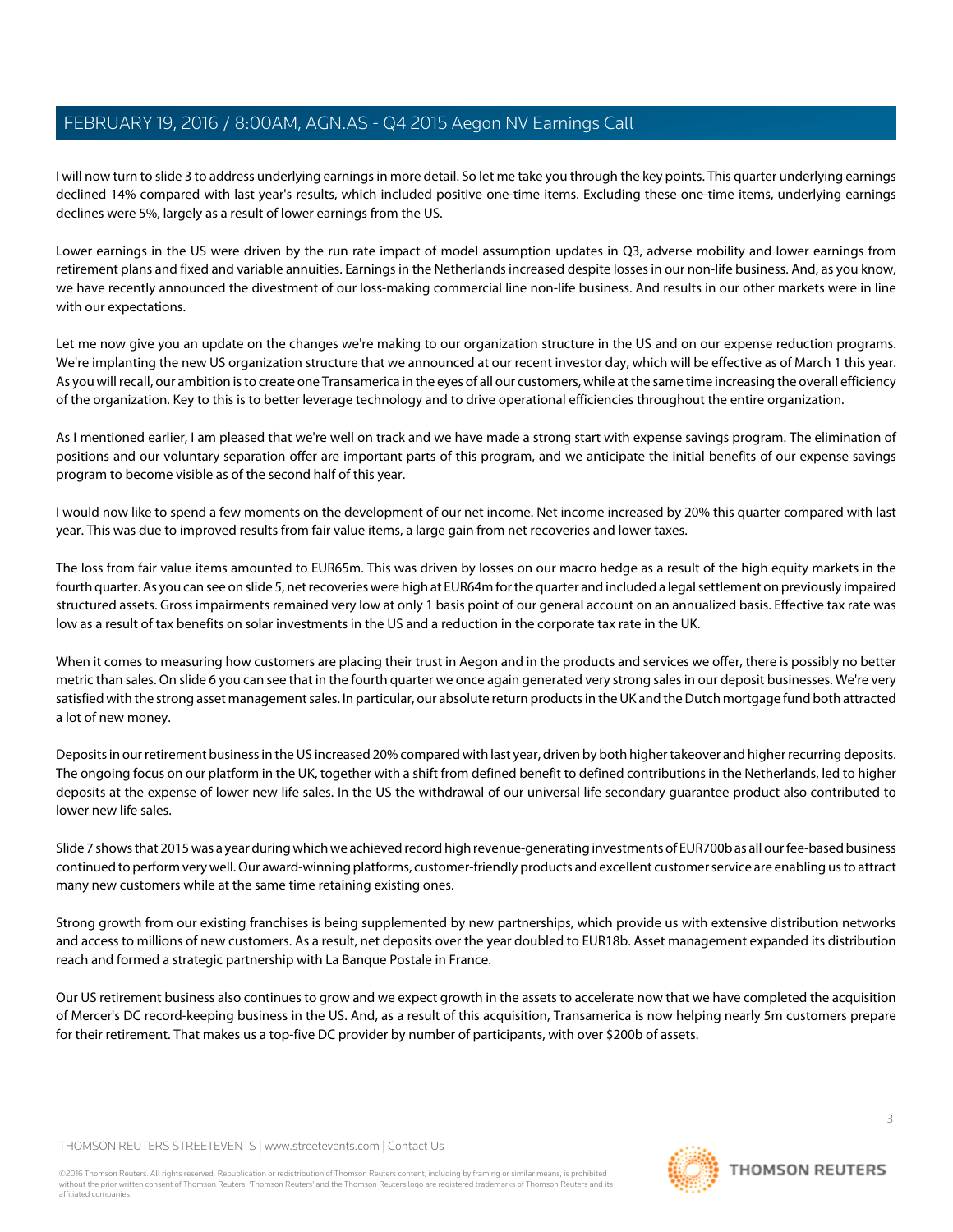I will now turn to slide 3 to address underlying earnings in more detail. So let me take you through the key points. This quarter underlying earnings declined 14% compared with last year's results, which included positive one-time items. Excluding these one-time items, underlying earnings declines were 5%, largely as a result of lower earnings from the US.

Lower earnings in the US were driven by the run rate impact of model assumption updates in Q3, adverse mobility and lower earnings from retirement plans and fixed and variable annuities. Earnings in the Netherlands increased despite losses in our non-life business. And, as you know, we have recently announced the divestment of our loss-making commercial line non-life business. And results in our other markets were in line with our expectations.

Let me now give you an update on the changes we're making to our organization structure in the US and on our expense reduction programs. We're implanting the new US organization structure that we announced at our recent investor day, which will be effective as of March 1 this year. As you will recall, our ambition is to create one Transamerica in the eyes of all our customers, while at the same time increasing the overall efficiency of the organization. Key to this is to better leverage technology and to drive operational efficiencies throughout the entire organization.

As I mentioned earlier, I am pleased that we're well on track and we have made a strong start with expense savings program. The elimination of positions and our voluntary separation offer are important parts of this program, and we anticipate the initial benefits of our expense savings program to become visible as of the second half of this year.

I would now like to spend a few moments on the development of our net income. Net income increased by 20% this quarter compared with last year. This was due to improved results from fair value items, a large gain from net recoveries and lower taxes.

The loss from fair value items amounted to EUR65m. This was driven by losses on our macro hedge as a result of the high equity markets in the fourth quarter. As you can see on slide 5, net recoveries were high at EUR64m for the quarter and included a legal settlement on previously impaired structured assets. Gross impairments remained very low at only 1 basis point of our general account on an annualized basis. Effective tax rate was low as a result of tax benefits on solar investments in the US and a reduction in the corporate tax rate in the UK.

When it comes to measuring how customers are placing their trust in Aegon and in the products and services we offer, there is possibly no better metric than sales. On slide 6 you can see that in the fourth quarter we once again generated very strong sales in our deposit businesses. We're very satisfied with the strong asset management sales. In particular, our absolute return products in the UK and the Dutch mortgage fund both attracted a lot of new money.

Deposits in our retirement business in the US increased 20% compared with last year, driven by both higher takeover and higher recurring deposits. The ongoing focus on our platform in the UK, together with a shift from defined benefit to defined contributions in the Netherlands, led to higher deposits at the expense of lower new life sales. In the US the withdrawal of our universal life secondary guarantee product also contributed to lower new life sales.

Slide 7 shows that 2015 was a year during which we achieved record high revenue-generating investments of EUR700b as all our fee-based business continued to perform very well. Our award-winning platforms, customer-friendly products and excellent customer service are enabling us to attract many new customers while at the same time retaining existing ones.

Strong growth from our existing franchises is being supplemented by new partnerships, which provide us with extensive distribution networks and access to millions of new customers. As a result, net deposits over the year doubled to EUR18b. Asset management expanded its distribution reach and formed a strategic partnership with La Banque Postale in France.

Our US retirement business also continues to grow and we expect growth in the assets to accelerate now that we have completed the acquisition of Mercer's DC record-keeping business in the US. And, as a result of this acquisition, Transamerica is now helping nearly 5m customers prepare for their retirement. That makes us a top-five DC provider by number of participants, with over $200b of assets.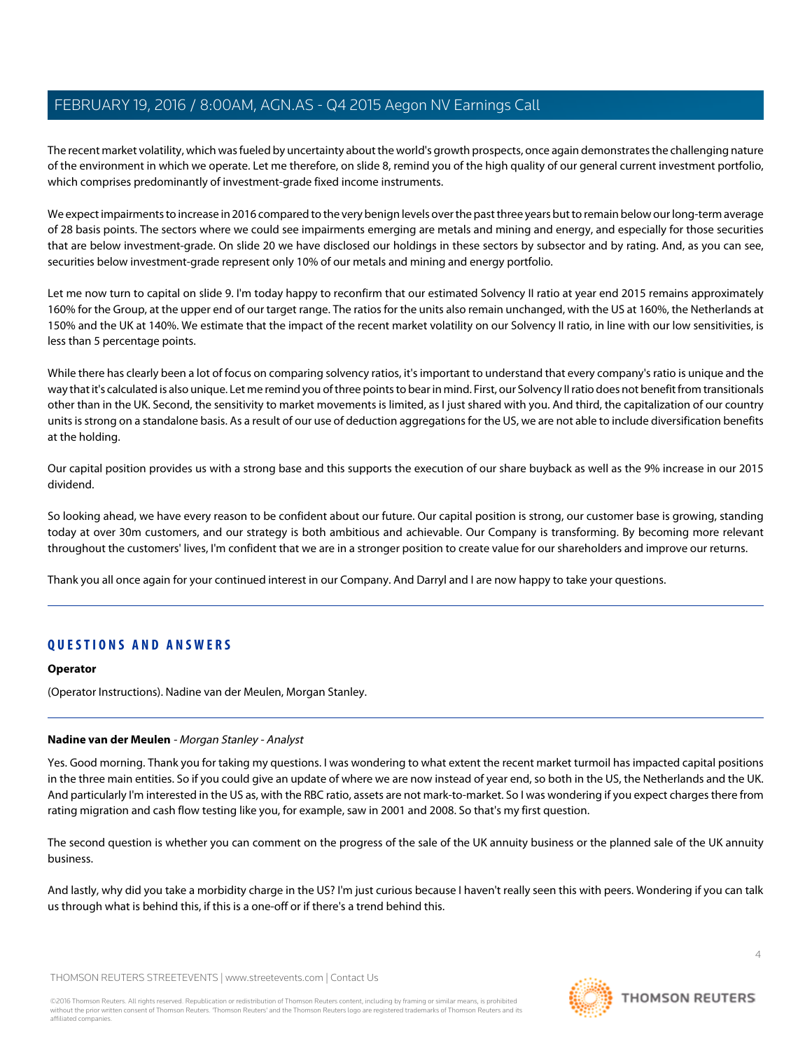The recent market volatility, which was fueled by uncertainty about the world's growth prospects, once again demonstrates the challenging nature of the environment in which we operate. Let me therefore, on slide 8, remind you of the high quality of our general current investment portfolio, which comprises predominantly of investment-grade fixed income instruments.

We expect impairments to increase in 2016 compared to the very benign levels over the past three years but to remain below our long-term average of 28 basis points. The sectors where we could see impairments emerging are metals and mining and energy, and especially for those securities that are below investment-grade. On slide 20 we have disclosed our holdings in these sectors by subsector and by rating. And, as you can see, securities below investment-grade represent only 10% of our metals and mining and energy portfolio.

Let me now turn to capital on slide 9. I'm today happy to reconfirm that our estimated Solvency II ratio at year end 2015 remains approximately 160% for the Group, at the upper end of our target range. The ratios for the units also remain unchanged, with the US at 160%, the Netherlands at 150% and the UK at 140%. We estimate that the impact of the recent market volatility on our Solvency II ratio, in line with our low sensitivities, is less than 5 percentage points.

While there has clearly been a lot of focus on comparing solvency ratios, it's important to understand that every company's ratio is unique and the way that it's calculated is also unique. Let me remind you of three points to bear in mind. First, our Solvency II ratio does not benefit from transitionals other than in the UK. Second, the sensitivity to market movements is limited, as I just shared with you. And third, the capitalization of our country units is strong on a standalone basis. As a result of our use of deduction aggregations for the US, we are not able to include diversification benefits at the holding.

Our capital position provides us with a strong base and this supports the execution of our share buyback as well as the 9% increase in our 2015 dividend.

So looking ahead, we have every reason to be confident about our future. Our capital position is strong, our customer base is growing, standing today at over 30m customers, and our strategy is both ambitious and achievable. Our Company is transforming. By becoming more relevant throughout the customers' lives, I'm confident that we are in a stronger position to create value for our shareholders and improve our returns.

Thank you all once again for your continued interest in our Company. And Darryl and I are now happy to take your questions.

## QUESTIONS AND ANSWERS

**Operator**

(Operator Instructions). Nadine van der Meulen, Morgan Stanley.

**Nadine van der Meulen** - *Morgan Stanley - Analyst*

Yes. Good morning. Thank you for taking my questions. I was wondering to what extent the recent market turmoil has impacted capital positions in the three main entities. So if you could give an update of where we are now instead of year end, so both in the US, the Netherlands and the UK. And particularly I'm interested in the US as, with the RBC ratio, assets are not mark-to-market. So I was wondering if you expect charges there from rating migration and cash flow testing like you, for example, saw in 2001 and 2008. So that's my first question.

The second question is whether you can comment on the progress of the sale of the UK annuity business or the planned sale of the UK annuity business.

And lastly, why did you take a morbidity charge in the US? I'm just curious because I haven't really seen this with peers. Wondering if you can talk us through what is behind this, if this is a one-off or if there's a trend behind this.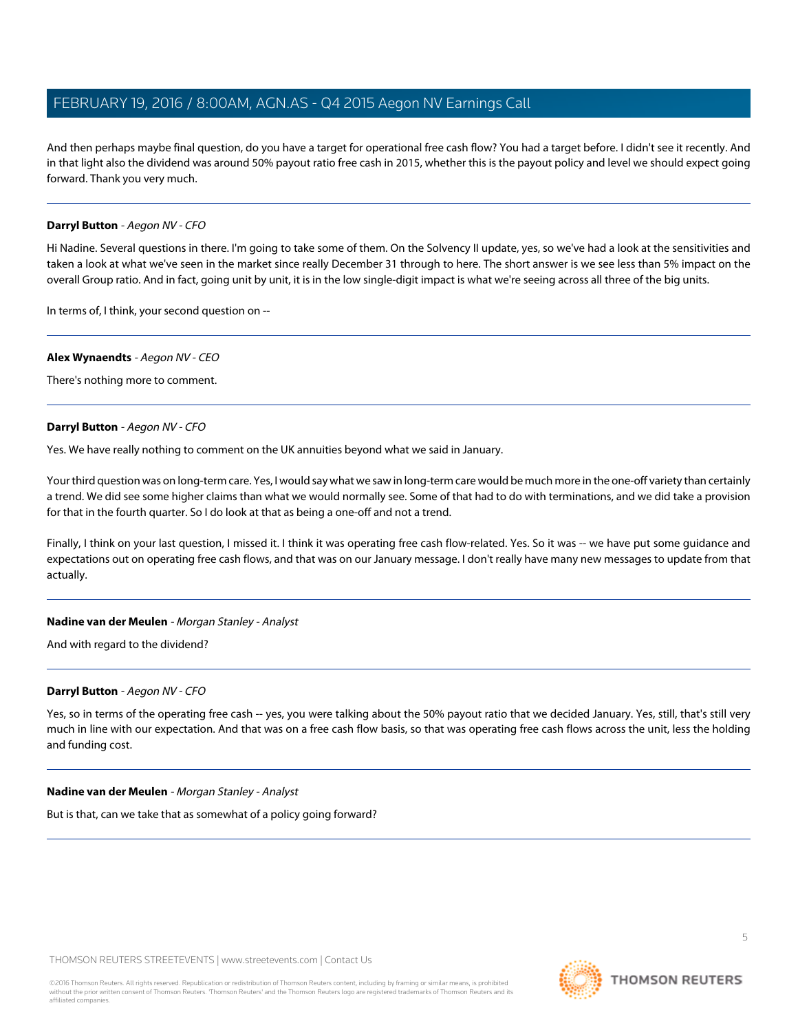And then perhaps maybe final question, do you have a target for operational free cash flow? You had a target before. I didn't see it recently. And in that light also the dividend was around 50% payout ratio free cash in 2015, whether this is the payout policy and level we should expect going forward. Thank you very much.

---

**Darryl Button** - *Aegon NV - CFO*

Hi Nadine. Several questions in there. I'm going to take some of them. On the Solvency II update, yes, so we've had a look at the sensitivities and taken a look at what we've seen in the market since really December 31 through to here. The short answer is we see less than 5% impact on the overall Group ratio. And in fact, going unit by unit, it is in the low single-digit impact is what we're seeing across all three of the big units.

In terms of, I think, your second question on --

---

**Alex Wynaendts** - *Aegon NV - CEO*

There's nothing more to comment.

---

**Darryl Button** - *Aegon NV - CFO*

Yes. We have really nothing to comment on the UK annuities beyond what we said in January.

Your third question was on long-term care. Yes, I would say what we saw in long-term care would be much more in the one-off variety than certainly a trend. We did see some higher claims than what we would normally see. Some of that had to do with terminations, and we did take a provision for that in the fourth quarter. So I do look at that as being a one-off and not a trend.

Finally, I think on your last question, I missed it. I think it was operating free cash flow-related. Yes. So it was -- we have put some guidance and expectations out on operating free cash flows, and that was on our January message. I don't really have many new messages to update from that actually.

---

**Nadine van der Meulen** - *Morgan Stanley - Analyst*

And with regard to the dividend?

---

**Darryl Button** - *Aegon NV - CFO*

Yes, so in terms of the operating free cash -- yes, you were talking about the 50% payout ratio that we decided January. Yes, still, that's still very much in line with our expectation. And that was on a free cash flow basis, so that was operating free cash flows across the unit, less the holding and funding cost.

---

**Nadine van der Meulen** - *Morgan Stanley - Analyst*

But is that, can we take that as somewhat of a policy going forward?

---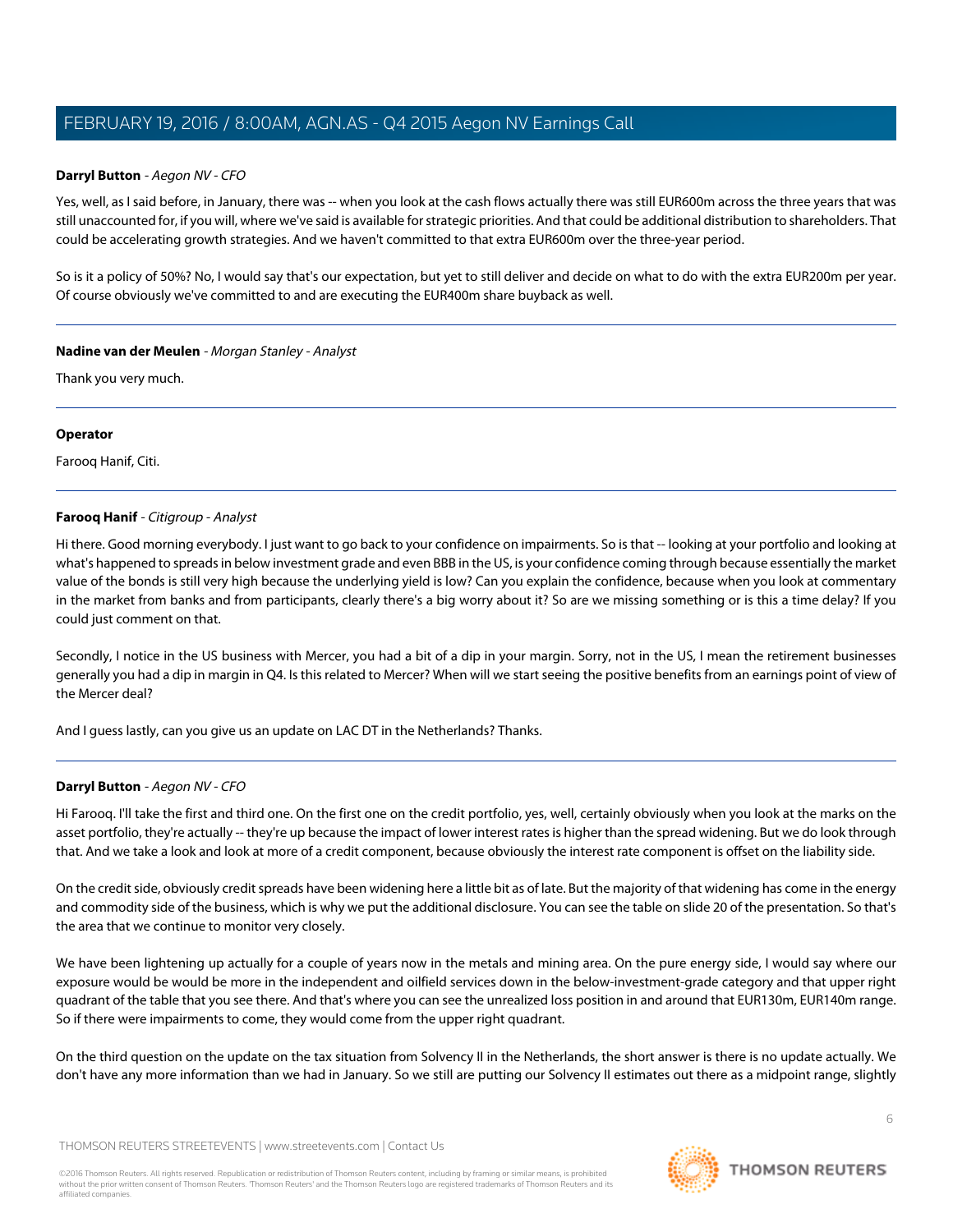**Darryl Button** - *Aegon NV - CFO*

Yes, well, as I said before, in January, there was -- when you look at the cash flows actually there was still EUR600m across the three years that was still unaccounted for, if you will, where we've said is available for strategic priorities. And that could be additional distribution to shareholders. That could be accelerating growth strategies. And we haven't committed to that extra EUR600m over the three-year period.

So is it a policy of 50%? No, I would say that's our expectation, but yet to still deliver and decide on what to do with the extra EUR200m per year. Of course obviously we've committed to and are executing the EUR400m share buyback as well.

---

**Nadine van der Meulen** - *Morgan Stanley - Analyst*

Thank you very much.

---

**Operator**

Farooq Hanif, Citi.

---

**Farooq Hanif** - *Citigroup - Analyst*

Hi there. Good morning everybody. I just want to go back to your confidence on impairments. So is that -- looking at your portfolio and looking at what's happened to spreads in below investment grade and even BBB in the US, is your confidence coming through because essentially the market value of the bonds is still very high because the underlying yield is low? Can you explain the confidence, because when you look at commentary in the market from banks and from participants, clearly there's a big worry about it? So are we missing something or is this a time delay? If you could just comment on that.

Secondly, I notice in the US business with Mercer, you had a bit of a dip in your margin. Sorry, not in the US, I mean the retirement businesses generally you had a dip in margin in Q4. Is this related to Mercer? When will we start seeing the positive benefits from an earnings point of view of the Mercer deal?

And I guess lastly, can you give us an update on LAC DT in the Netherlands? Thanks.

---

**Darryl Button** - *Aegon NV - CFO*

Hi Farooq. I'll take the first and third one. On the first one on the credit portfolio, yes, well, certainly obviously when you look at the marks on the asset portfolio, they're actually -- they're up because the impact of lower interest rates is higher than the spread widening. But we do look through that. And we take a look and look at more of a credit component, because obviously the interest rate component is offset on the liability side.

On the credit side, obviously credit spreads have been widening here a little bit as of late. But the majority of that widening has come in the energy and commodity side of the business, which is why we put the additional disclosure. You can see the table on slide 20 of the presentation. So that's the area that we continue to monitor very closely.

We have been lightening up actually for a couple of years now in the metals and mining area. On the pure energy side, I would say where our exposure would be would be more in the independent and oilfield services down in the below-investment-grade category and that upper right quadrant of the table that you see there. And that's where you can see the unrealized loss position in and around that EUR130m, EUR140m range. So if there were impairments to come, they would come from the upper right quadrant.

On the third question on the update on the tax situation from Solvency II in the Netherlands, the short answer is there is no update actually. We don't have any more information than we had in January. So we still are putting our Solvency II estimates out there as a midpoint range, slightly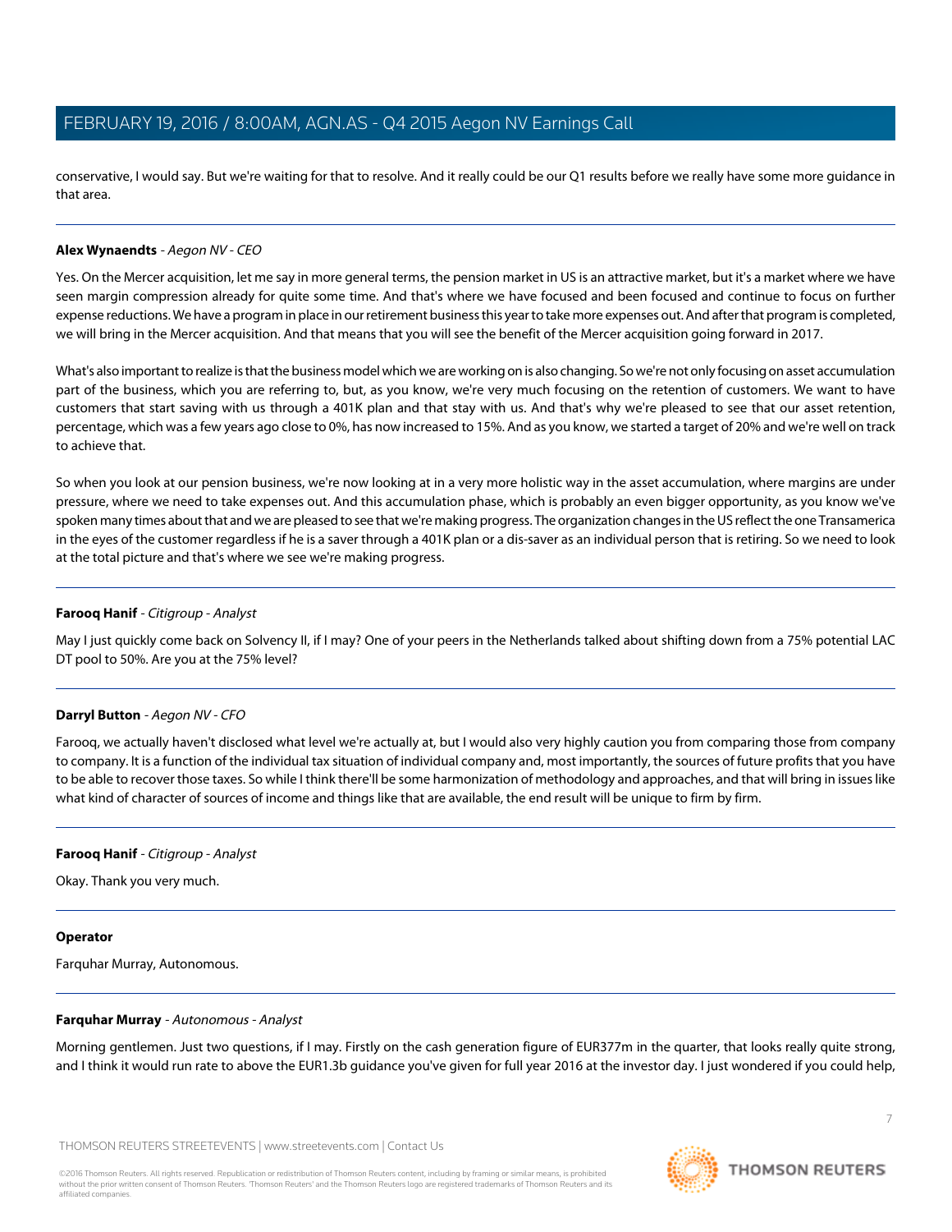conservative, I would say. But we're waiting for that to resolve. And it really could be our Q1 results before we really have some more guidance in that area.

---

**Alex Wynaendts** - *Aegon NV - CEO*

Yes. On the Mercer acquisition, let me say in more general terms, the pension market in US is an attractive market, but it's a market where we have seen margin compression already for quite some time. And that's where we have focused and been focused and continue to focus on further expense reductions. We have a program in place in our retirement business this year to take more expenses out. And after that program is completed, we will bring in the Mercer acquisition. And that means that you will see the benefit of the Mercer acquisition going forward in 2017.

What's also important to realize is that the business model which we are working on is also changing. So we're not only focusing on asset accumulation part of the business, which you are referring to, but, as you know, we're very much focusing on the retention of customers. We want to have customers that start saving with us through a 401K plan and that stay with us. And that's why we're pleased to see that our asset retention, percentage, which was a few years ago close to 0%, has now increased to 15%. And as you know, we started a target of 20% and we're well on track to achieve that.

So when you look at our pension business, we're now looking at in a very more holistic way in the asset accumulation, where margins are under pressure, where we need to take expenses out. And this accumulation phase, which is probably an even bigger opportunity, as you know we've spoken many times about that and we are pleased to see that we're making progress. The organization changes in the US reflect the one Transamerica in the eyes of the customer regardless if he is a saver through a 401K plan or a dis-saver as an individual person that is retiring. So we need to look at the total picture and that's where we see we're making progress.

---

**Farooq Hanif** - *Citigroup - Analyst*

May I just quickly come back on Solvency II, if I may? One of your peers in the Netherlands talked about shifting down from a 75% potential LAC DT pool to 50%. Are you at the 75% level?

---

**Darryl Button** - *Aegon NV - CFO*

Farooq, we actually haven't disclosed what level we're actually at, but I would also very highly caution you from comparing those from company to company. It is a function of the individual tax situation of individual company and, most importantly, the sources of future profits that you have to be able to recover those taxes. So while I think there'll be some harmonization of methodology and approaches, and that will bring in issues like what kind of character of sources of income and things like that are available, the end result will be unique to firm by firm.

---

**Farooq Hanif** - *Citigroup - Analyst*

Okay. Thank you very much.

---

**Operator**

Farquhar Murray, Autonomous.

---

**Farquhar Murray** - *Autonomous - Analyst*

Morning gentlemen. Just two questions, if I may. Firstly on the cash generation figure of EUR377m in the quarter, that looks really quite strong, and I think it would run rate to above the EUR1.3b guidance you've given for full year 2016 at the investor day. I just wondered if you could help,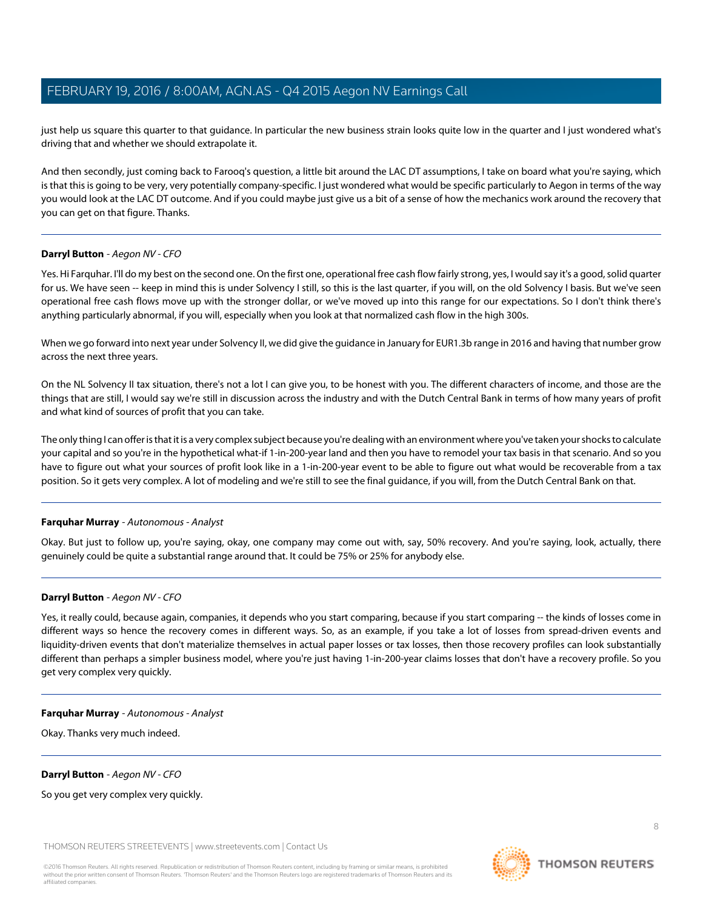just help us square this quarter to that guidance. In particular the new business strain looks quite low in the quarter and I just wondered what's driving that and whether we should extrapolate it.

And then secondly, just coming back to Farooq's question, a little bit around the LAC DT assumptions, I take on board what you're saying, which is that this is going to be very, very potentially company-specific. I just wondered what would be specific particularly to Aegon in terms of the way you would look at the LAC DT outcome. And if you could maybe just give us a bit of a sense of how the mechanics work around the recovery that you can get on that figure. Thanks.

---

**Darryl Button** - *Aegon NV - CFO*

Yes. Hi Farquhar. I'll do my best on the second one. On the first one, operational free cash flow fairly strong, yes, I would say it's a good, solid quarter for us. We have seen -- keep in mind this is under Solvency I still, so this is the last quarter, if you will, on the old Solvency I basis. But we've seen operational free cash flows move up with the stronger dollar, or we've moved up into this range for our expectations. So I don't think there's anything particularly abnormal, if you will, especially when you look at that normalized cash flow in the high 300s.

When we go forward into next year under Solvency II, we did give the guidance in January for EUR1.3b range in 2016 and having that number grow across the next three years.

On the NL Solvency II tax situation, there's not a lot I can give you, to be honest with you. The different characters of income, and those are the things that are still, I would say we're still in discussion across the industry and with the Dutch Central Bank in terms of how many years of profit and what kind of sources of profit that you can take.

The only thing I can offer is that it is a very complex subject because you're dealing with an environment where you've taken your shocks to calculate your capital and so you're in the hypothetical what-if 1-in-200-year land and then you have to remodel your tax basis in that scenario. And so you have to figure out what your sources of profit look like in a 1-in-200-year event to be able to figure out what would be recoverable from a tax position. So it gets very complex. A lot of modeling and we're still to see the final guidance, if you will, from the Dutch Central Bank on that.

---

**Farquhar Murray** - *Autonomous - Analyst*

Okay. But just to follow up, you're saying, okay, one company may come out with, say, 50% recovery. And you're saying, look, actually, there genuinely could be quite a substantial range around that. It could be 75% or 25% for anybody else.

---

**Darryl Button** - *Aegon NV - CFO*

Yes, it really could, because again, companies, it depends who you start comparing, because if you start comparing -- the kinds of losses come in different ways so hence the recovery comes in different ways. So, as an example, if you take a lot of losses from spread-driven events and liquidity-driven events that don't materialize themselves in actual paper losses or tax losses, then those recovery profiles can look substantially different than perhaps a simpler business model, where you're just having 1-in-200-year claims losses that don't have a recovery profile. So you get very complex very quickly.

---

**Farquhar Murray** - *Autonomous - Analyst*

Okay. Thanks very much indeed.

---

**Darryl Button** - *Aegon NV - CFO*

So you get very complex very quickly.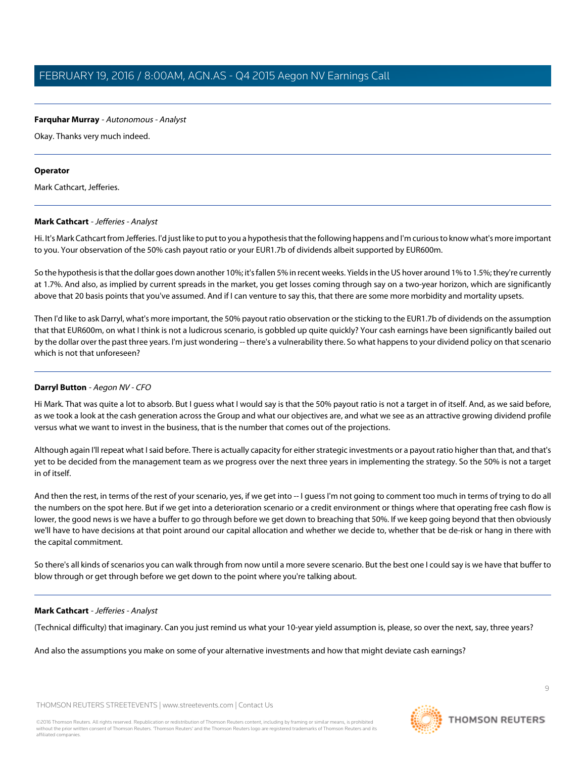**Farquhar Murray** - *Autonomous - Analyst*

Okay. Thanks very much indeed.

---

**Operator**

Mark Cathcart, Jefferies.

---

**Mark Cathcart** - *Jefferies - Analyst*

Hi. It's Mark Cathcart from Jefferies. I'd just like to put to you a hypothesis that the following happens and I'm curious to know what's more important to you. Your observation of the 50% cash payout ratio or your EUR1.7b of dividends albeit supported by EUR600m.

So the hypothesis is that the dollar goes down another 10%; it's fallen 5% in recent weeks. Yields in the US hover around 1% to 1.5%; they're currently at 1.7%. And also, as implied by current spreads in the market, you get losses coming through say on a two-year horizon, which are significantly above that 20 basis points that you've assumed. And if I can venture to say this, that there are some more morbidity and mortality upsets.

Then I'd like to ask Darryl, what's more important, the 50% payout ratio observation or the sticking to the EUR1.7b of dividends on the assumption that that EUR600m, on what I think is not a ludicrous scenario, is gobbled up quite quickly? Your cash earnings have been significantly bailed out by the dollar over the past three years. I'm just wondering -- there's a vulnerability there. So what happens to your dividend policy on that scenario which is not that unforeseen?

---

**Darryl Button** - *Aegon NV - CFO*

Hi Mark. That was quite a lot to absorb. But I guess what I would say is that the 50% payout ratio is not a target in of itself. And, as we said before, as we took a look at the cash generation across the Group and what our objectives are, and what we see as an attractive growing dividend profile versus what we want to invest in the business, that is the number that comes out of the projections.

Although again I'll repeat what I said before. There is actually capacity for either strategic investments or a payout ratio higher than that, and that's yet to be decided from the management team as we progress over the next three years in implementing the strategy. So the 50% is not a target in of itself.

And then the rest, in terms of the rest of your scenario, yes, if we get into -- I guess I'm not going to comment too much in terms of trying to do all the numbers on the spot here. But if we get into a deterioration scenario or a credit environment or things where that operating free cash flow is lower, the good news is we have a buffer to go through before we get down to breaching that 50%. If we keep going beyond that then obviously we'll have to have decisions at that point around our capital allocation and whether we decide to, whether that be de-risk or hang in there with the capital commitment.

So there's all kinds of scenarios you can walk through from now until a more severe scenario. But the best one I could say is we have that buffer to blow through or get through before we get down to the point where you're talking about.

---

**Mark Cathcart** - *Jefferies - Analyst*

(Technical difficulty) that imaginary. Can you just remind us what your 10-year yield assumption is, please, so over the next, say, three years?

And also the assumptions you make on some of your alternative investments and how that might deviate cash earnings?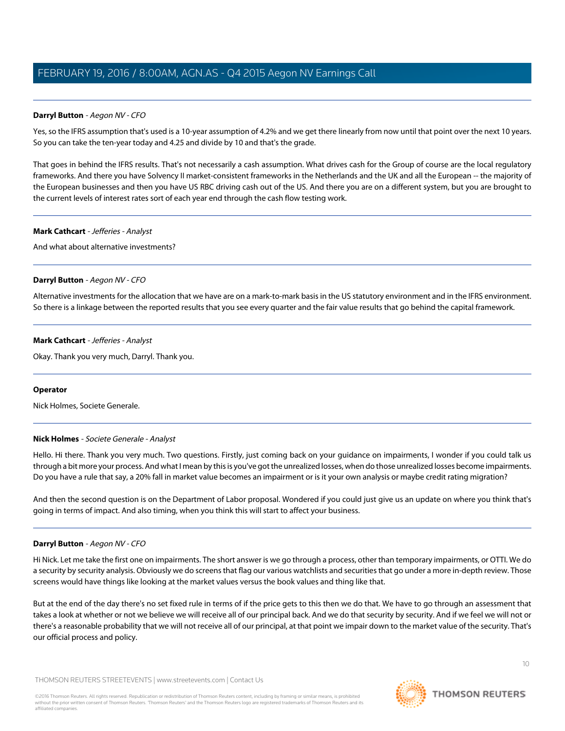**Darryl Button** - *Aegon NV - CFO*

Yes, so the IFRS assumption that's used is a 10-year assumption of 4.2% and we get there linearly from now until that point over the next 10 years. So you can take the ten-year today and 4.25 and divide by 10 and that's the grade.

That goes in behind the IFRS results. That's not necessarily a cash assumption. What drives cash for the Group of course are the local regulatory frameworks. And there you have Solvency II market-consistent frameworks in the Netherlands and the UK and all the European -- the majority of the European businesses and then you have US RBC driving cash out of the US. And there you are on a different system, but you are brought to the current levels of interest rates sort of each year end through the cash flow testing work.

---

**Mark Cathcart** - *Jefferies - Analyst*

And what about alternative investments?

---

**Darryl Button** - *Aegon NV - CFO*

Alternative investments for the allocation that we have are on a mark-to-mark basis in the US statutory environment and in the IFRS environment. So there is a linkage between the reported results that you see every quarter and the fair value results that go behind the capital framework.

---

**Mark Cathcart** - *Jefferies - Analyst*

Okay. Thank you very much, Darryl. Thank you.

---

**Operator**

Nick Holmes, Societe Generale.

---

**Nick Holmes** - *Societe Generale - Analyst*

Hello. Hi there. Thank you very much. Two questions. Firstly, just coming back on your guidance on impairments, I wonder if you could talk us through a bit more your process. And what I mean by this is you've got the unrealized losses, when do those unrealized losses become impairments. Do you have a rule that say, a 20% fall in market value becomes an impairment or is it your own analysis or maybe credit rating migration?

And then the second question is on the Department of Labor proposal. Wondered if you could just give us an update on where you think that's going in terms of impact. And also timing, when you think this will start to affect your business.

---

**Darryl Button** - *Aegon NV - CFO*

Hi Nick. Let me take the first one on impairments. The short answer is we go through a process, other than temporary impairments, or OTTI. We do a security by security analysis. Obviously we do screens that flag our various watchlists and securities that go under a more in-depth review. Those screens would have things like looking at the market values versus the book values and thing like that.

But at the end of the day there's no set fixed rule in terms of if the price gets to this then we do that. We have to go through an assessment that takes a look at whether or not we believe we will receive all of our principal back. And we do that security by security. And if we feel we will not or there's a reasonable probability that we will not receive all of our principal, at that point we impair down to the market value of the security. That's our official process and policy.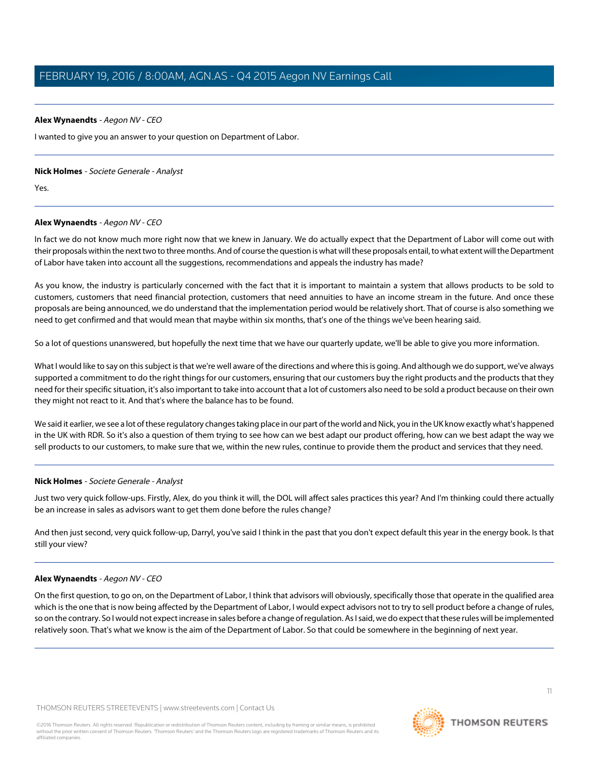**Alex Wynaendts** - *Aegon NV - CEO*

I wanted to give you an answer to your question on Department of Labor.

---

**Nick Holmes** - *Societe Generale - Analyst*

Yes.

---

**Alex Wynaendts** - *Aegon NV - CEO*

In fact we do not know much more right now that we knew in January. We do actually expect that the Department of Labor will come out with their proposals within the next two to three months. And of course the question is what will these proposals entail, to what extent will the Department of Labor have taken into account all the suggestions, recommendations and appeals the industry has made?

As you know, the industry is particularly concerned with the fact that it is important to maintain a system that allows products to be sold to customers, customers that need financial protection, customers that need annuities to have an income stream in the future. And once these proposals are being announced, we do understand that the implementation period would be relatively short. That of course is also something we need to get confirmed and that would mean that maybe within six months, that's one of the things we've been hearing said.

So a lot of questions unanswered, but hopefully the next time that we have our quarterly update, we'll be able to give you more information.

What I would like to say on this subject is that we're well aware of the directions and where this is going. And although we do support, we've always supported a commitment to do the right things for our customers, ensuring that our customers buy the right products and the products that they need for their specific situation, it's also important to take into account that a lot of customers also need to be sold a product because on their own they might not react to it. And that's where the balance has to be found.

We said it earlier, we see a lot of these regulatory changes taking place in our part of the world and Nick, you in the UK know exactly what's happened in the UK with RDR. So it's also a question of them trying to see how can we best adapt our product offering, how can we best adapt the way we sell products to our customers, to make sure that we, within the new rules, continue to provide them the product and services that they need.

---

**Nick Holmes** - *Societe Generale - Analyst*

Just two very quick follow-ups. Firstly, Alex, do you think it will, the DOL will affect sales practices this year? And I'm thinking could there actually be an increase in sales as advisors want to get them done before the rules change?

And then just second, very quick follow-up, Darryl, you've said I think in the past that you don't expect default this year in the energy book. Is that still your view?

---

**Alex Wynaendts** - *Aegon NV - CEO*

On the first question, to go on, on the Department of Labor, I think that advisors will obviously, specifically those that operate in the qualified area which is the one that is now being affected by the Department of Labor, I would expect advisors not to try to sell product before a change of rules, so on the contrary. So I would not expect increase in sales before a change of regulation. As I said, we do expect that these rules will be implemented relatively soon. That's what we know is the aim of the Department of Labor. So that could be somewhere in the beginning of next year.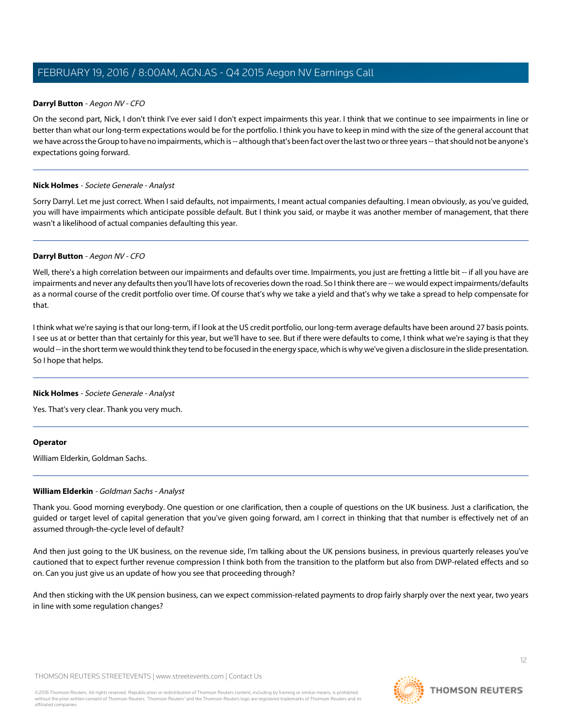**Darryl Button** - *Aegon NV - CFO*

On the second part, Nick, I don't think I've ever said I don't expect impairments this year. I think that we continue to see impairments in line or better than what our long-term expectations would be for the portfolio. I think you have to keep in mind with the size of the general account that we have across the Group to have no impairments, which is -- although that's been fact over the last two or three years -- that should not be anyone's expectations going forward.

---

**Nick Holmes** - *Societe Generale - Analyst*

Sorry Darryl. Let me just correct. When I said defaults, not impairments, I meant actual companies defaulting. I mean obviously, as you've guided, you will have impairments which anticipate possible default. But I think you said, or maybe it was another member of management, that there wasn't a likelihood of actual companies defaulting this year.

---

**Darryl Button** - *Aegon NV - CFO*

Well, there's a high correlation between our impairments and defaults over time. Impairments, you just are fretting a little bit -- if all you have are impairments and never any defaults then you'll have lots of recoveries down the road. So I think there are -- we would expect impairments/defaults as a normal course of the credit portfolio over time. Of course that's why we take a yield and that's why we take a spread to help compensate for that.

I think what we're saying is that our long-term, if I look at the US credit portfolio, our long-term average defaults have been around 27 basis points. I see us at or better than that certainly for this year, but we'll have to see. But if there were defaults to come, I think what we're saying is that they would -- in the short term we would think they tend to be focused in the energy space, which is why we've given a disclosure in the slide presentation. So I hope that helps.

---

**Nick Holmes** - *Societe Generale - Analyst*

Yes. That's very clear. Thank you very much.

---

**Operator**

William Elderkin, Goldman Sachs.

---

**William Elderkin** - *Goldman Sachs - Analyst*

Thank you. Good morning everybody. One question or one clarification, then a couple of questions on the UK business. Just a clarification, the guided or target level of capital generation that you've given going forward, am I correct in thinking that that number is effectively net of an assumed through-the-cycle level of default?

And then just going to the UK business, on the revenue side, I'm talking about the UK pensions business, in previous quarterly releases you've cautioned that to expect further revenue compression I think both from the transition to the platform but also from DWP-related effects and so on. Can you just give us an update of how you see that proceeding through?

And then sticking with the UK pension business, can we expect commission-related payments to drop fairly sharply over the next year, two years in line with some regulation changes?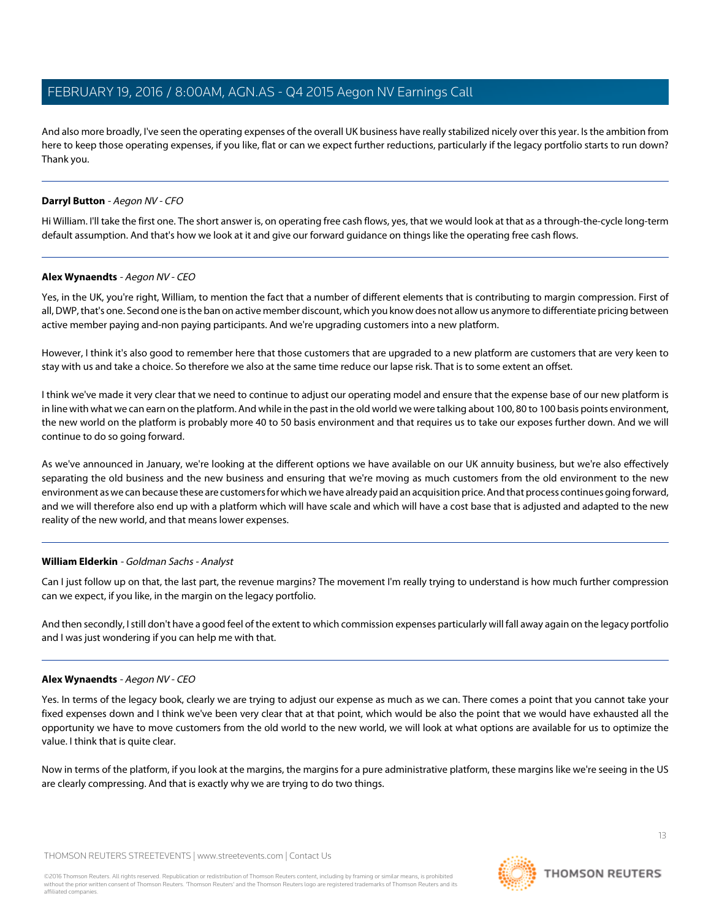And also more broadly, I've seen the operating expenses of the overall UK business have really stabilized nicely over this year. Is the ambition from here to keep those operating expenses, if you like, flat or can we expect further reductions, particularly if the legacy portfolio starts to run down? Thank you.

---

**Darryl Button** - *Aegon NV - CFO*

Hi William. I'll take the first one. The short answer is, on operating free cash flows, yes, that we would look at that as a through-the-cycle long-term default assumption. And that's how we look at it and give our forward guidance on things like the operating free cash flows.

---

**Alex Wynaendts** - *Aegon NV - CEO*

Yes, in the UK, you're right, William, to mention the fact that a number of different elements that is contributing to margin compression. First of all, DWP, that's one. Second one is the ban on active member discount, which you know does not allow us anymore to differentiate pricing between active member paying and-non paying participants. And we're upgrading customers into a new platform.

However, I think it's also good to remember here that those customers that are upgraded to a new platform are customers that are very keen to stay with us and take a choice. So therefore we also at the same time reduce our lapse risk. That is to some extent an offset.

I think we've made it very clear that we need to continue to adjust our operating model and ensure that the expense base of our new platform is in line with what we can earn on the platform. And while in the past in the old world we were talking about 100, 80 to 100 basis points environment, the new world on the platform is probably more 40 to 50 basis environment and that requires us to take our exposes further down. And we will continue to do so going forward.

As we've announced in January, we're looking at the different options we have available on our UK annuity business, but we're also effectively separating the old business and the new business and ensuring that we're moving as much customers from the old environment to the new environment as we can because these are customers for which we have already paid an acquisition price. And that process continues going forward, and we will therefore also end up with a platform which will have scale and which will have a cost base that is adjusted and adapted to the new reality of the new world, and that means lower expenses.

---

**William Elderkin** - *Goldman Sachs - Analyst*

Can I just follow up on that, the last part, the revenue margins? The movement I'm really trying to understand is how much further compression can we expect, if you like, in the margin on the legacy portfolio.

And then secondly, I still don't have a good feel of the extent to which commission expenses particularly will fall away again on the legacy portfolio and I was just wondering if you can help me with that.

---

**Alex Wynaendts** - *Aegon NV - CEO*

Yes. In terms of the legacy book, clearly we are trying to adjust our expense as much as we can. There comes a point that you cannot take your fixed expenses down and I think we've been very clear that at that point, which would be also the point that we would have exhausted all the opportunity we have to move customers from the old world to the new world, we will look at what options are available for us to optimize the value. I think that is quite clear.

Now in terms of the platform, if you look at the margins, the margins for a pure administrative platform, these margins like we're seeing in the US are clearly compressing. And that is exactly why we are trying to do two things.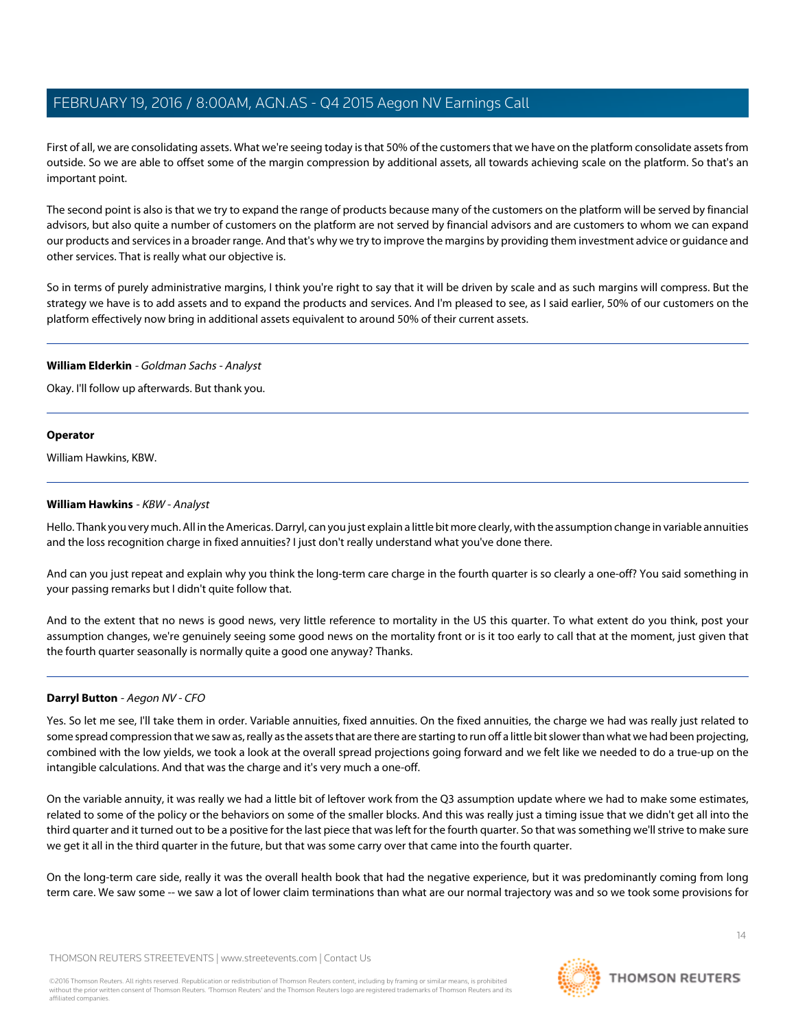First of all, we are consolidating assets. What we're seeing today is that 50% of the customers that we have on the platform consolidate assets from outside. So we are able to offset some of the margin compression by additional assets, all towards achieving scale on the platform. So that's an important point.

The second point is also is that we try to expand the range of products because many of the customers on the platform will be served by financial advisors, but also quite a number of customers on the platform are not served by financial advisors and are customers to whom we can expand our products and services in a broader range. And that's why we try to improve the margins by providing them investment advice or guidance and other services. That is really what our objective is.

So in terms of purely administrative margins, I think you're right to say that it will be driven by scale and as such margins will compress. But the strategy we have is to add assets and to expand the products and services. And I'm pleased to see, as I said earlier, 50% of our customers on the platform effectively now bring in additional assets equivalent to around 50% of their current assets.

---

**William Elderkin** - *Goldman Sachs - Analyst*

Okay. I'll follow up afterwards. But thank you.

---

**Operator**

William Hawkins, KBW.

---

**William Hawkins** - *KBW - Analyst*

Hello. Thank you very much. All in the Americas. Darryl, can you just explain a little bit more clearly, with the assumption change in variable annuities and the loss recognition charge in fixed annuities? I just don't really understand what you've done there.

And can you just repeat and explain why you think the long-term care charge in the fourth quarter is so clearly a one-off? You said something in your passing remarks but I didn't quite follow that.

And to the extent that no news is good news, very little reference to mortality in the US this quarter. To what extent do you think, post your assumption changes, we're genuinely seeing some good news on the mortality front or is it too early to call that at the moment, just given that the fourth quarter seasonally is normally quite a good one anyway? Thanks.

---

**Darryl Button** - *Aegon NV - CFO*

Yes. So let me see, I'll take them in order. Variable annuities, fixed annuities. On the fixed annuities, the charge we had was really just related to some spread compression that we saw as, really as the assets that are there are starting to run off a little bit slower than what we had been projecting, combined with the low yields, we took a look at the overall spread projections going forward and we felt like we needed to do a true-up on the intangible calculations. And that was the charge and it's very much a one-off.

On the variable annuity, it was really we had a little bit of leftover work from the Q3 assumption update where we had to make some estimates, related to some of the policy or the behaviors on some of the smaller blocks. And this was really just a timing issue that we didn't get all into the third quarter and it turned out to be a positive for the last piece that was left for the fourth quarter. So that was something we'll strive to make sure we get it all in the third quarter in the future, but that was some carry over that came into the fourth quarter.

On the long-term care side, really it was the overall health book that had the negative experience, but it was predominantly coming from long term care. We saw some -- we saw a lot of lower claim terminations than what are our normal trajectory was and so we took some provisions for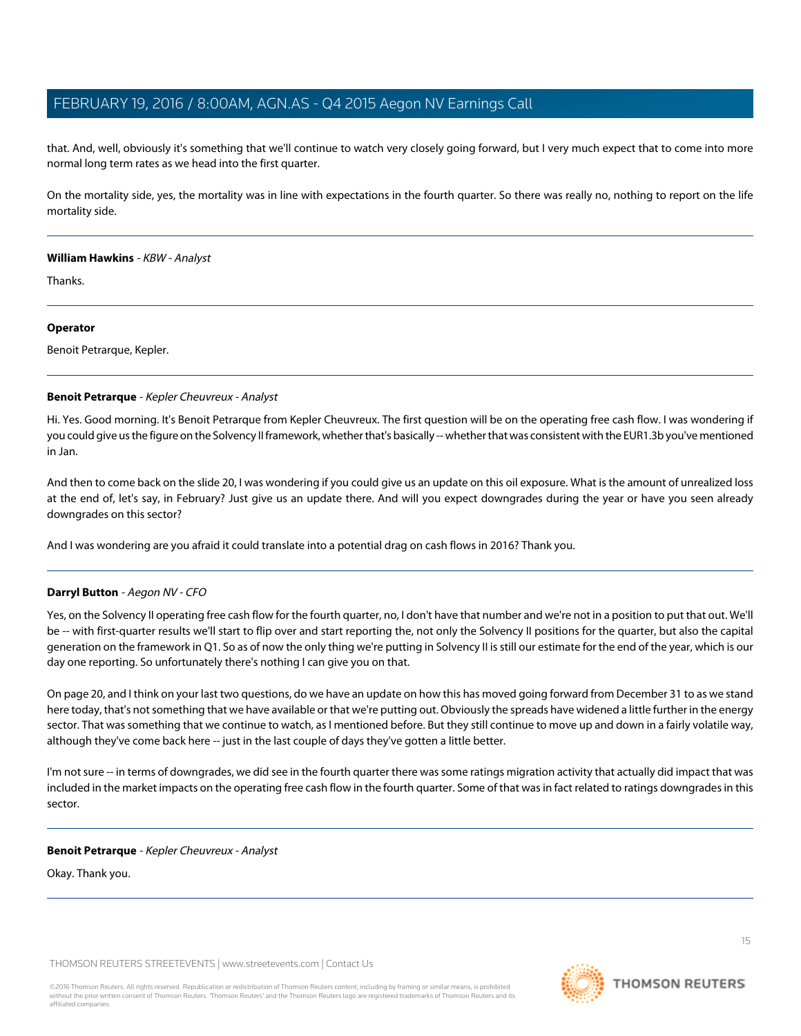that. And, well, obviously it's something that we'll continue to watch very closely going forward, but I very much expect that to come into more normal long term rates as we head into the first quarter.

On the mortality side, yes, the mortality was in line with expectations in the fourth quarter. So there was really no, nothing to report on the life mortality side.

---

**William Hawkins** - *KBW - Analyst*

Thanks.

---

**Operator**

Benoit Petrarque, Kepler.

---

**Benoit Petrarque** - *Kepler Cheuvreux - Analyst*

Hi. Yes. Good morning. It's Benoit Petrarque from Kepler Cheuvreux. The first question will be on the operating free cash flow. I was wondering if you could give us the figure on the Solvency II framework, whether that's basically -- whether that was consistent with the EUR1.3b you've mentioned in Jan.

And then to come back on the slide 20, I was wondering if you could give us an update on this oil exposure. What is the amount of unrealized loss at the end of, let's say, in February? Just give us an update there. And will you expect downgrades during the year or have you seen already downgrades on this sector?

And I was wondering are you afraid it could translate into a potential drag on cash flows in 2016? Thank you.

---

**Darryl Button** - *Aegon NV - CFO*

Yes, on the Solvency II operating free cash flow for the fourth quarter, no, I don't have that number and we're not in a position to put that out. We'll be -- with first-quarter results we'll start to flip over and start reporting the, not only the Solvency II positions for the quarter, but also the capital generation on the framework in Q1. So as of now the only thing we're putting in Solvency II is still our estimate for the end of the year, which is our day one reporting. So unfortunately there's nothing I can give you on that.

On page 20, and I think on your last two questions, do we have an update on how this has moved going forward from December 31 to as we stand here today, that's not something that we have available or that we're putting out. Obviously the spreads have widened a little further in the energy sector. That was something that we continue to watch, as I mentioned before. But they still continue to move up and down in a fairly volatile way, although they've come back here -- just in the last couple of days they've gotten a little better.

I'm not sure -- in terms of downgrades, we did see in the fourth quarter there was some ratings migration activity that actually did impact that was included in the market impacts on the operating free cash flow in the fourth quarter. Some of that was in fact related to ratings downgrades in this sector.

---

**Benoit Petrarque** - *Kepler Cheuvreux - Analyst*

Okay. Thank you.

---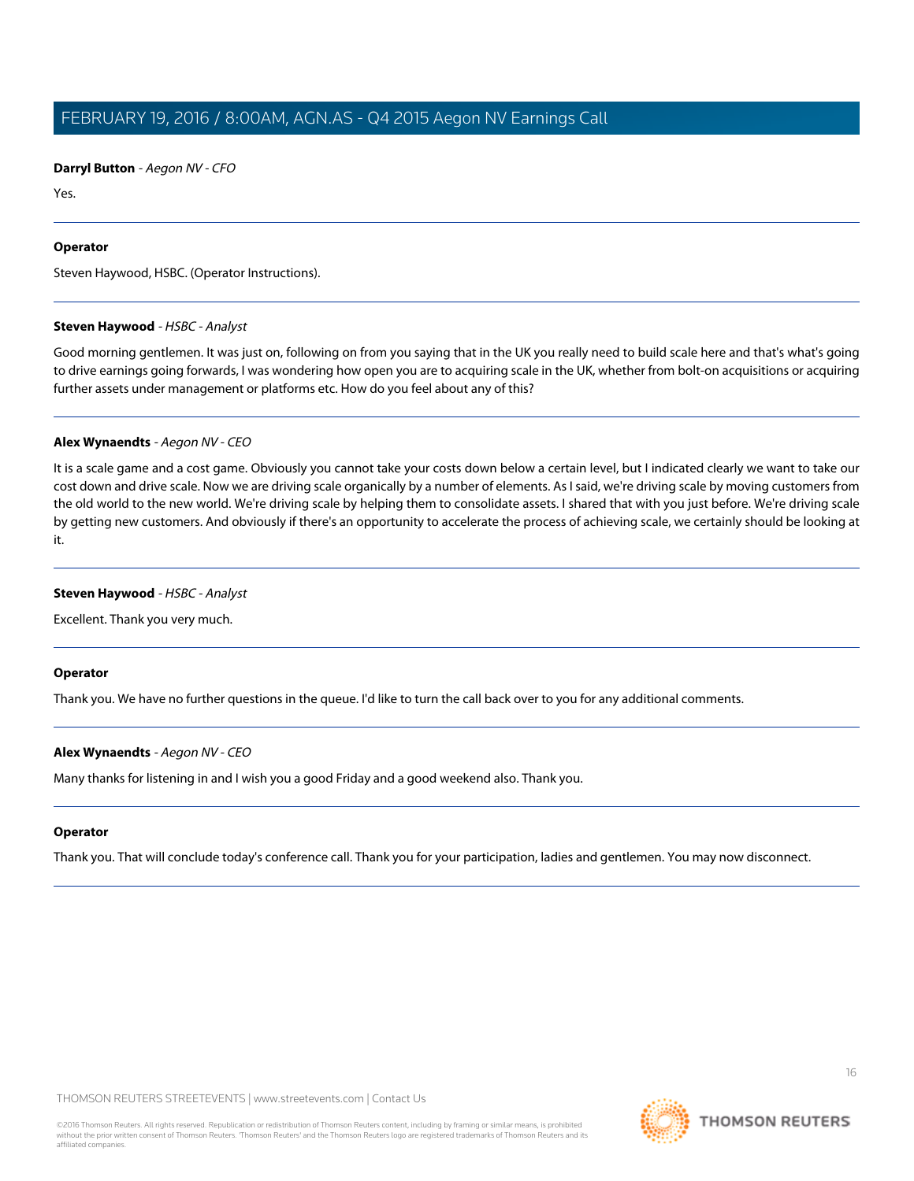**Darryl Button** - *Aegon NV - CFO*

Yes.

---

**Operator**

Steven Haywood, HSBC. (Operator Instructions).

---

**Steven Haywood** - *HSBC - Analyst*

Good morning gentlemen. It was just on, following on from you saying that in the UK you really need to build scale here and that's what's going to drive earnings going forwards, I was wondering how open you are to acquiring scale in the UK, whether from bolt-on acquisitions or acquiring further assets under management or platforms etc. How do you feel about any of this?

---

**Alex Wynaendts** - *Aegon NV - CEO*

It is a scale game and a cost game. Obviously you cannot take your costs down below a certain level, but I indicated clearly we want to take our cost down and drive scale. Now we are driving scale organically by a number of elements. As I said, we're driving scale by moving customers from the old world to the new world. We're driving scale by helping them to consolidate assets. I shared that with you just before. We're driving scale by getting new customers. And obviously if there's an opportunity to accelerate the process of achieving scale, we certainly should be looking at it.

---

**Steven Haywood** - *HSBC - Analyst*

Excellent. Thank you very much.

---

**Operator**

Thank you. We have no further questions in the queue. I'd like to turn the call back over to you for any additional comments.

---

**Alex Wynaendts** - *Aegon NV - CEO*

Many thanks for listening in and I wish you a good Friday and a good weekend also. Thank you.

---

**Operator**

Thank you. That will conclude today's conference call. Thank you for your participation, ladies and gentlemen. You may now disconnect.

---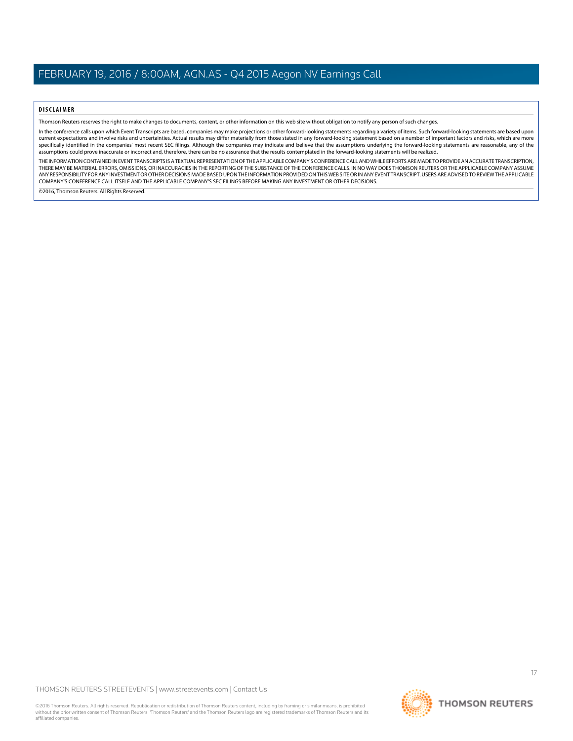## DISCLAIMER

Thomson Reuters reserves the right to make changes to documents, content, or other information on this web site without obligation to notify any person of such changes.

In the conference calls upon which Event Transcripts are based, companies may make projections or other forward-looking statements regarding a variety of items. Such forward-looking statements are based upon current expectations and involve risks and uncertainties. Actual results may differ materially from those stated in any forward-looking statement based on a number of important factors and risks, which are more specifically identified in the companies' most recent SEC filings. Although the companies may indicate and believe that the assumptions underlying the forward-looking statements are reasonable, any of the assumptions could prove inaccurate or incorrect and, therefore, there can be no assurance that the results contemplated in the forward-looking statements will be realized.

THE INFORMATION CONTAINED IN EVENT TRANSCRIPTS IS A TEXTUAL REPRESENTATION OF THE APPLICABLE COMPANY'S CONFERENCE CALL AND WHILE EFFORTS ARE MADE TO PROVIDE AN ACCURATE TRANSCRIPTION, THERE MAY BE MATERIAL ERRORS, OMISSIONS, OR INACCURACIES IN THE REPORTING OF THE SUBSTANCE OF THE CONFERENCE CALLS. IN NO WAY DOES THOMSON REUTERS OR THE APPLICABLE COMPANY ASSUME ANY RESPONSIBILITY FOR ANY INVESTMENT OR OTHER DECISIONS MADE BASED UPON THE INFORMATION PROVIDED ON THIS WEB SITE OR IN ANY EVENT TRANSCRIPT. USERS ARE ADVISED TO REVIEW THE APPLICABLE COMPANY'S CONFERENCE CALL ITSELF AND THE APPLICABLE COMPANY'S SEC FILINGS BEFORE MAKING ANY INVESTMENT OR OTHER DECISIONS.

©2016, Thomson Reuters. All Rights Reserved.